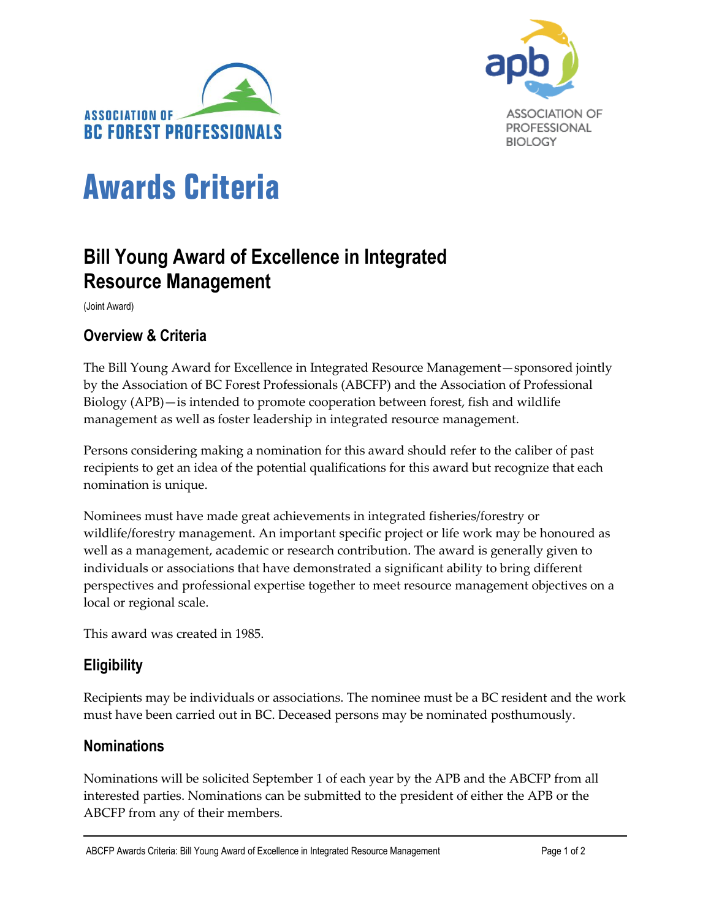ASSOCIATION OF BC FOREST PROFESSIONALS

ASSOCIATION OF PROFESSIONAL BIOLOGY

# Awards Criteria

## Bill Young Award of Excellence in Integrated Resource Management

(Joint Award)

### Overview & Criteria

The Bill Young Award for Excellence in Integrated Resource Management—sponsored jointly by the Association of BC Forest Professionals (ABCFP) and the Association of Professional Biology (APB)—is intended to promote cooperation between forest, fish and wildlife management as well as foster leadership in integrated resource management.

Persons considering making a nomination for this award should refer to the caliber of past recipients to get an idea of the potential qualifications for this award but recognize that each nomination is unique.

Nominees must have made great achievements in integrated fisheries/forestry or wildlife/forestry management. An important specific project or life work may be honoured as well as a management, academic or research contribution. The award is generally given to individuals or associations that have demonstrated a significant ability to bring different perspectives and professional expertise together to meet resource management objectives on a local or regional scale.

This award was created in 1985.

### Eligibility

Recipients may be individuals or associations. The nominee must be a BC resident and the work must have been carried out in BC. Deceased persons may be nominated posthumously.

### Nominations

Nominations will be solicited September 1 of each year by the APB and the ABCFP from all interested parties. Nominations can be submitted to the president of either the APB or the ABCFP from any of their members.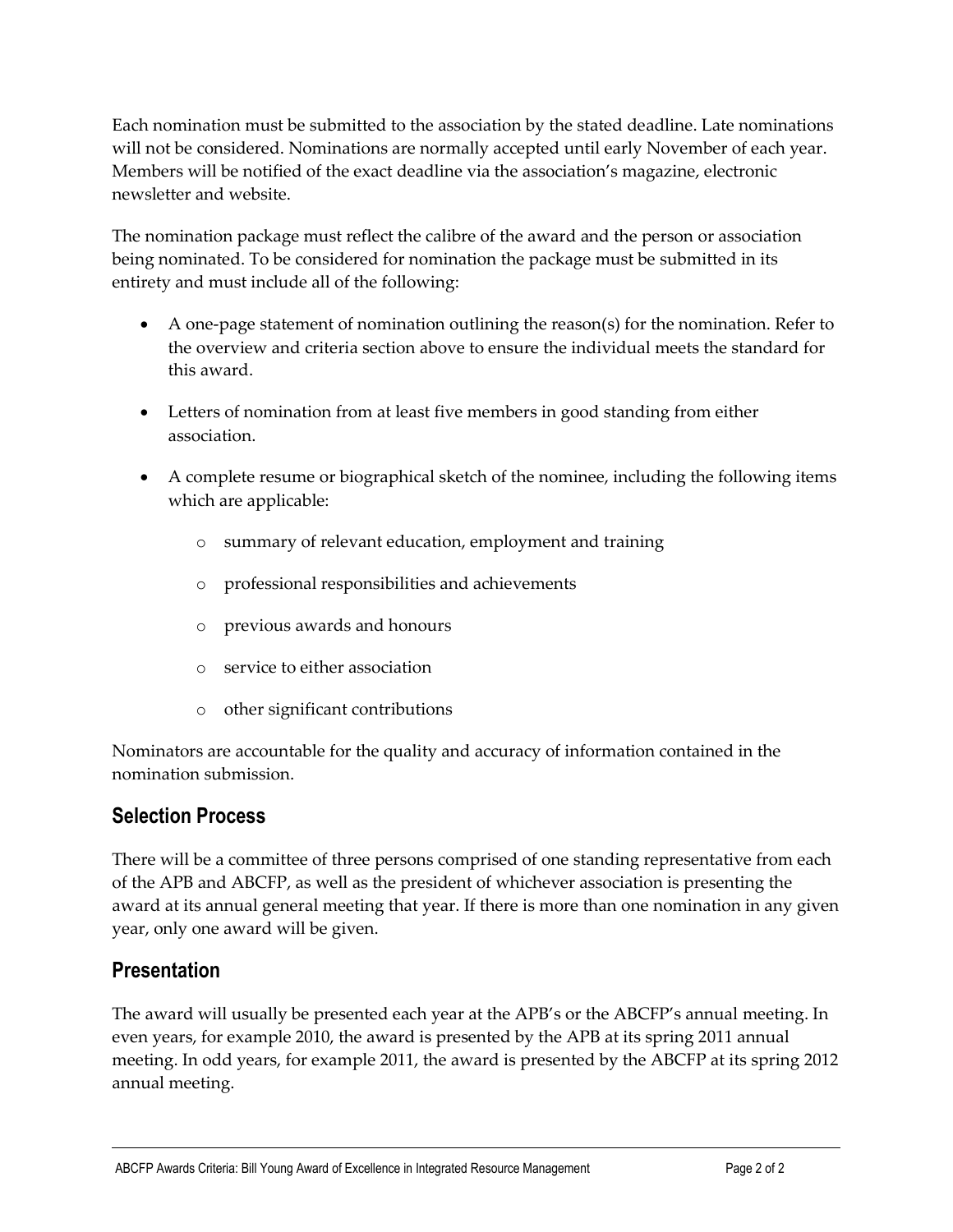Each nomination must be submitted to the association by the stated deadline. Late nominations will not be considered. Nominations are normally accepted until early November of each year. Members will be notified of the exact deadline via the association's magazine, electronic newsletter and website.

The nomination package must reflect the calibre of the award and the person or association being nominated. To be considered for nomination the package must be submitted in its entirety and must include all of the following:

- A one-page statement of nomination outlining the reason(s) for the nomination. Refer to the overview and criteria section above to ensure the individual meets the standard for this award.
- Letters of nomination from at least five members in good standing from either association.
- A complete resume or biographical sketch of the nominee, including the following items which are applicable:
    - summary of relevant education, employment and training
    - professional responsibilities and achievements
    - previous awards and honours
    - service to either association
    - other significant contributions

Nominators are accountable for the quality and accuracy of information contained in the nomination submission.

## Selection Process

There will be a committee of three persons comprised of one standing representative from each of the APB and ABCFP, as well as the president of whichever association is presenting the award at its annual general meeting that year. If there is more than one nomination in any given year, only one award will be given.

## Presentation

The award will usually be presented each year at the APB's or the ABCFP's annual meeting. In even years, for example 2010, the award is presented by the APB at its spring 2011 annual meeting. In odd years, for example 2011, the award is presented by the ABCFP at its spring 2012 annual meeting.